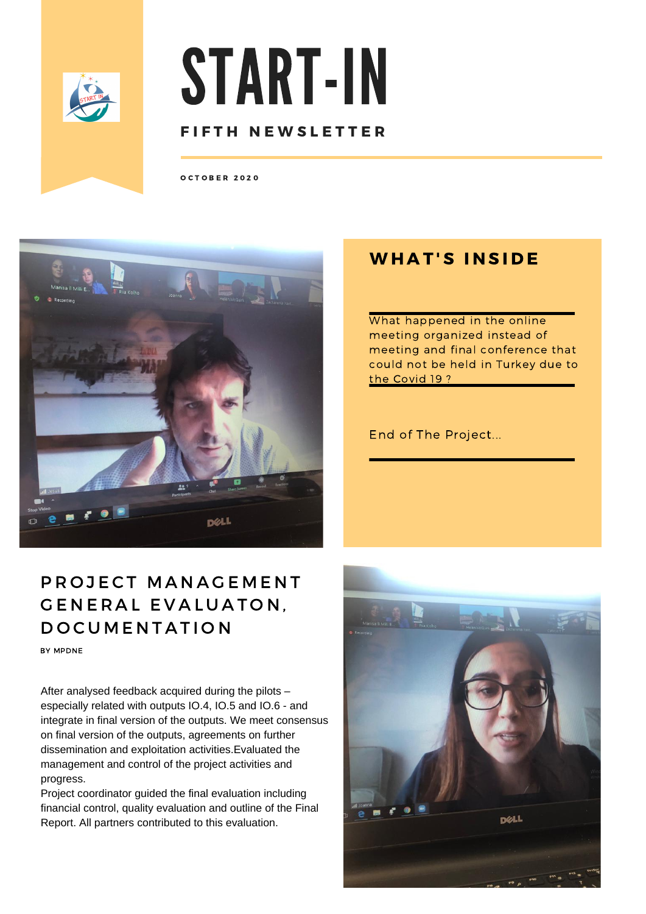# START-IN

## FIFTH NEWSLETTER

OCTOBER 2020

## WHAT'S INSIDE

What happened in the online meeting organized instead of meeting and final conference that could not be held in Turkey due to the Covid 19 ?

End of The Project...

## PROJECT MANAGEMENT GENERAL EVALUATON, DOCUMENTATION

BY MPDNE

After analysed feedback acquired during the pilots – especially related with outputs IO.4, IO.5 and IO.6 - and integrate in final version of the outputs. We meet consensus on final version of the outputs, agreements on further dissemination and exploitation activities.Evaluated the management and control of the project activities and progress.

Project coordinator guided the final evaluation including financial control, quality evaluation and outline of the Final Report. All partners contributed to this evaluation.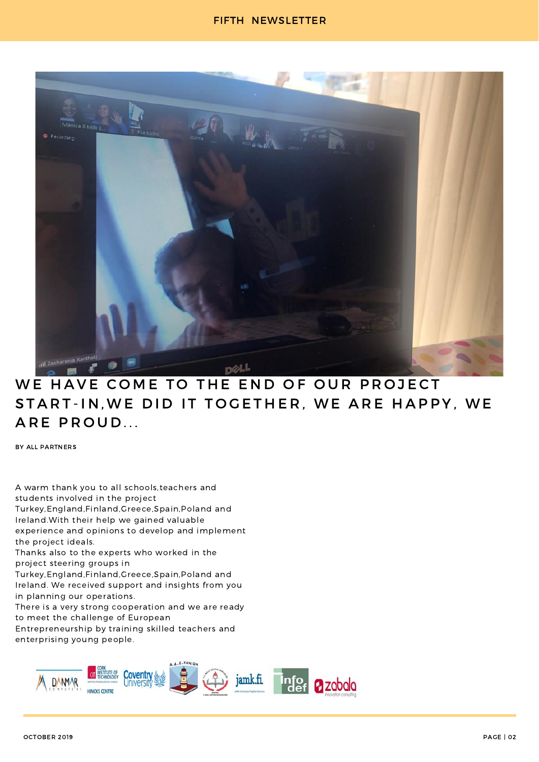# WE HAVE COME TO THE END OF OUR PROJECT START-IN,WE DID IT TOGETHER, WE ARE HAPPY, WE ARE PROUD...

BY ALL PARTNERS

A warm thank you to all schools,teachers and students involved in the project Turkey,England,Finland,Greece,Spain,Poland and Ireland.With their help we gained valuable experience and opinions to develop and implement the project ideals.
Thanks also to the experts who worked in the project steering groups in Turkey,England,Finland,Greece,Spain,Poland and Ireland. We received support and insights from you in planning our operations.
There is a very strong cooperation and we are ready to meet the challenge of European Entrepreneurship by training skilled teachers and enterprising young people.